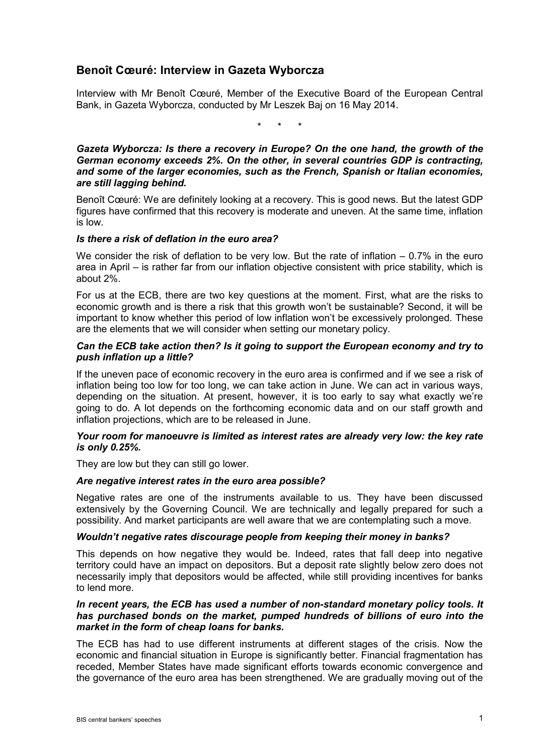## Benoît Cœuré: Interview in Gazeta Wyborcza

Interview with Mr Benoît Cœuré, Member of the Executive Board of the European Central Bank, in Gazeta Wyborcza, conducted by Mr Leszek Baj on 16 May 2014.

\* \* \*

***Gazeta Wyborcza: Is there a recovery in Europe? On the one hand, the growth of the German economy exceeds 2%. On the other, in several countries GDP is contracting, and some of the larger economies, such as the French, Spanish or Italian economies, are still lagging behind.***

Benoît Cœuré: We are definitely looking at a recovery. This is good news. But the latest GDP figures have confirmed that this recovery is moderate and uneven. At the same time, inflation is low.

***Is there a risk of deflation in the euro area?***

We consider the risk of deflation to be very low. But the rate of inflation – 0.7% in the euro area in April – is rather far from our inflation objective consistent with price stability, which is about 2%.

For us at the ECB, there are two key questions at the moment. First, what are the risks to economic growth and is there a risk that this growth won't be sustainable? Second, it will be important to know whether this period of low inflation won't be excessively prolonged. These are the elements that we will consider when setting our monetary policy.

***Can the ECB take action then? Is it going to support the European economy and try to push inflation up a little?***

If the uneven pace of economic recovery in the euro area is confirmed and if we see a risk of inflation being too low for too long, we can take action in June. We can act in various ways, depending on the situation. At present, however, it is too early to say what exactly we're going to do. A lot depends on the forthcoming economic data and on our staff growth and inflation projections, which are to be released in June.

***Your room for manoeuvre is limited as interest rates are already very low: the key rate is only 0.25%.***

They are low but they can still go lower.

***Are negative interest rates in the euro area possible?***

Negative rates are one of the instruments available to us. They have been discussed extensively by the Governing Council. We are technically and legally prepared for such a possibility. And market participants are well aware that we are contemplating such a move.

***Wouldn't negative rates discourage people from keeping their money in banks?***

This depends on how negative they would be. Indeed, rates that fall deep into negative territory could have an impact on depositors. But a deposit rate slightly below zero does not necessarily imply that depositors would be affected, while still providing incentives for banks to lend more.

***In recent years, the ECB has used a number of non-standard monetary policy tools. It has purchased bonds on the market, pumped hundreds of billions of euro into the market in the form of cheap loans for banks.***

The ECB has had to use different instruments at different stages of the crisis. Now the economic and financial situation in Europe is significantly better. Financial fragmentation has receded, Member States have made significant efforts towards economic convergence and the governance of the euro area has been strengthened. We are gradually moving out of the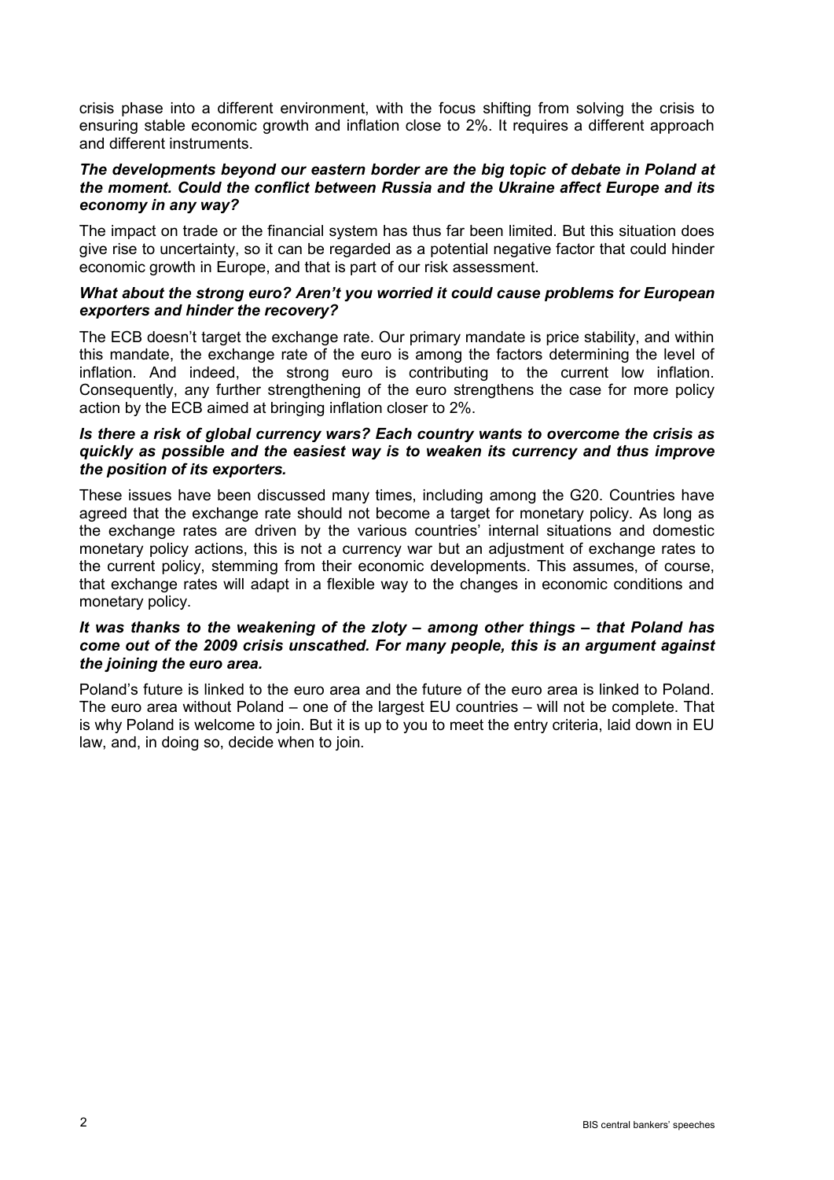crisis phase into a different environment, with the focus shifting from solving the crisis to ensuring stable economic growth and inflation close to 2%. It requires a different approach and different instruments.

***The developments beyond our eastern border are the big topic of debate in Poland at the moment. Could the conflict between Russia and the Ukraine affect Europe and its economy in any way?***

The impact on trade or the financial system has thus far been limited. But this situation does give rise to uncertainty, so it can be regarded as a potential negative factor that could hinder economic growth in Europe, and that is part of our risk assessment.

***What about the strong euro? Aren't you worried it could cause problems for European exporters and hinder the recovery?***

The ECB doesn't target the exchange rate. Our primary mandate is price stability, and within this mandate, the exchange rate of the euro is among the factors determining the level of inflation. And indeed, the strong euro is contributing to the current low inflation. Consequently, any further strengthening of the euro strengthens the case for more policy action by the ECB aimed at bringing inflation closer to 2%.

***Is there a risk of global currency wars? Each country wants to overcome the crisis as quickly as possible and the easiest way is to weaken its currency and thus improve the position of its exporters.***

These issues have been discussed many times, including among the G20. Countries have agreed that the exchange rate should not become a target for monetary policy. As long as the exchange rates are driven by the various countries' internal situations and domestic monetary policy actions, this is not a currency war but an adjustment of exchange rates to the current policy, stemming from their economic developments. This assumes, of course, that exchange rates will adapt in a flexible way to the changes in economic conditions and monetary policy.

***It was thanks to the weakening of the zloty – among other things – that Poland has come out of the 2009 crisis unscathed. For many people, this is an argument against the joining the euro area.***

Poland's future is linked to the euro area and the future of the euro area is linked to Poland. The euro area without Poland – one of the largest EU countries – will not be complete. That is why Poland is welcome to join. But it is up to you to meet the entry criteria, laid down in EU law, and, in doing so, decide when to join.